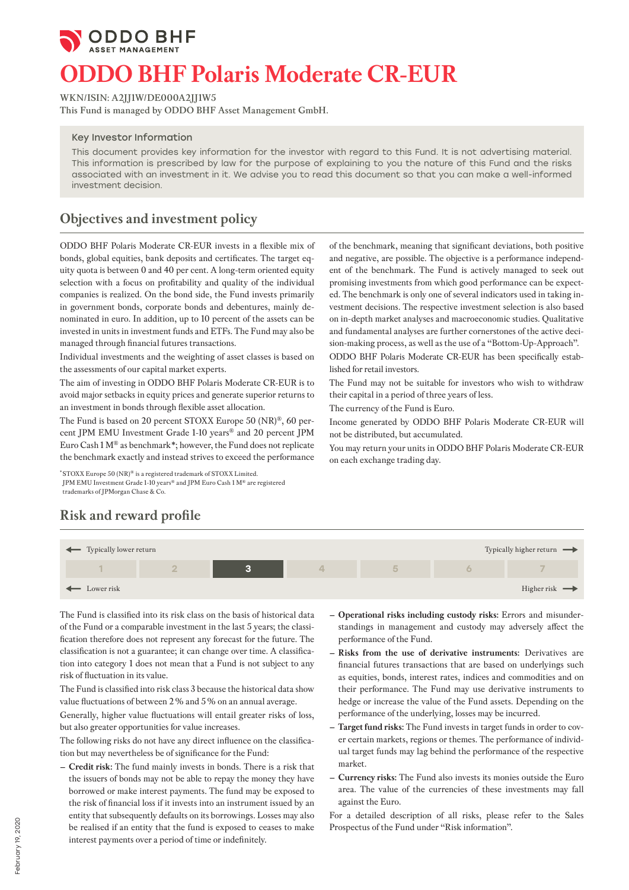ODDO BHF ASSET MANAGEMENT

# ODDO BHF Polaris Moderate CR-EUR

WKN/ISIN: A2JJ1W/DE000A2JJ1W5
This Fund is managed by ODDO BHF Asset Management GmbH.

### Key Investor Information

This document provides key information for the investor with regard to this Fund. It is not advertising material. This information is prescribed by law for the purpose of explaining to you the nature of this Fund and the risks associated with an investment in it. We advise you to read this document so that you can make a well-informed investment decision.

## Objectives and investment policy

ODDO BHF Polaris Moderate CR-EUR invests in a flexible mix of bonds, global equities, bank deposits and certificates. The target equity quota is between 0 and 40 per cent. A long-term oriented equity selection with a focus on profitability and quality of the individual companies is realized. On the bond side, the Fund invests primarily in government bonds, corporate bonds and debentures, mainly denominated in euro. In addition, up to 10 percent of the assets can be invested in units in investment funds and ETFs. The Fund may also be managed through financial futures transactions.

Individual investments and the weighting of asset classes is based on the assessments of our capital market experts.

The aim of investing in ODDO BHF Polaris Moderate CR-EUR is to avoid major setbacks in equity prices and generate superior returns to an investment in bonds through flexible asset allocation.

The Fund is based on 20 percent STOXX Europe 50 (NR)®, 60 percent JPM EMU Investment Grade 1-10 years® and 20 percent JPM Euro Cash 1 M® as benchmark*; however, the Fund does not replicate the benchmark exactly and instead strives to exceed the performance of the benchmark, meaning that significant deviations, both positive and negative, are possible. The objective is a performance independent of the benchmark. The Fund is actively managed to seek out promising investments from which good performance can be expected. The benchmark is only one of several indicators used in taking investment decisions. The respective investment selection is also based on in-depth market analyses and macroeconomic studies. Qualitative and fundamental analyses are further cornerstones of the active decision-making process, as well as the use of a "Bottom-Up-Approach".

ODDO BHF Polaris Moderate CR-EUR has been specifically established for retail investors.

The Fund may not be suitable for investors who wish to withdraw their capital in a period of three years of less.

The currency of the Fund is Euro.

Income generated by ODDO BHF Polaris Moderate CR-EUR will not be distributed, but accumulated.

You may return your units in ODDO BHF Polaris Moderate CR-EUR on each exchange trading day.

*STOXX Europe 50 (NR)® is a registered trademark of STOXX Limited. JPM EMU Investment Grade 1-10 years® and JPM Euro Cash 1 M® are registered trademarks of JPMorgan Chase & Co.

## Risk and reward profile

| ← Typically lower return | | | | | | Typically higher return → |
|---|---|---|---|---|---|---|
| 1 | 2 | **3** | 4 | 5 | 6 | 7 |
| ← Lower risk | | | | | | Higher risk → |

The Fund is classified into its risk class on the basis of historical data of the Fund or a comparable investment in the last 5 years; the classification therefore does not represent any forecast for the future. The classification is not a guarantee; it can change over time. A classification into category 1 does not mean that a Fund is not subject to any risk of fluctuation in its value.

The Fund is classified into risk class 3 because the historical data show value fluctuations of between 2 % and 5 % on an annual average.

Generally, higher value fluctuations will entail greater risks of loss, but also greater opportunities for value increases.

The following risks do not have any direct influence on the classification but may nevertheless be of significance for the Fund:

- **Credit risk:** The fund mainly invests in bonds. There is a risk that the issuers of bonds may not be able to repay the money they have borrowed or make interest payments. The fund may be exposed to the risk of financial loss if it invests into an instrument issued by an entity that subsequently defaults on its borrowings. Losses may also be realised if an entity that the fund is exposed to ceases to make interest payments over a period of time or indefinitely.
- **Operational risks including custody risks:** Errors and misunderstandings in management and custody may adversely affect the performance of the Fund.
- **Risks from the use of derivative instruments:** Derivatives are financial futures transactions that are based on underlyings such as equities, bonds, interest rates, indices and commodities and on their performance. The Fund may use derivative instruments to hedge or increase the value of the Fund assets. Depending on the performance of the underlying, losses may be incurred.
- **Target fund risks:** The Fund invests in target funds in order to cover certain markets, regions or themes. The performance of individual target funds may lag behind the performance of the respective market.
- **Currency risks:** The Fund also invests its monies outside the Euro area. The value of the currencies of these investments may fall against the Euro.

For a detailed description of all risks, please refer to the Sales Prospectus of the Fund under "Risk information".

February 19, 2020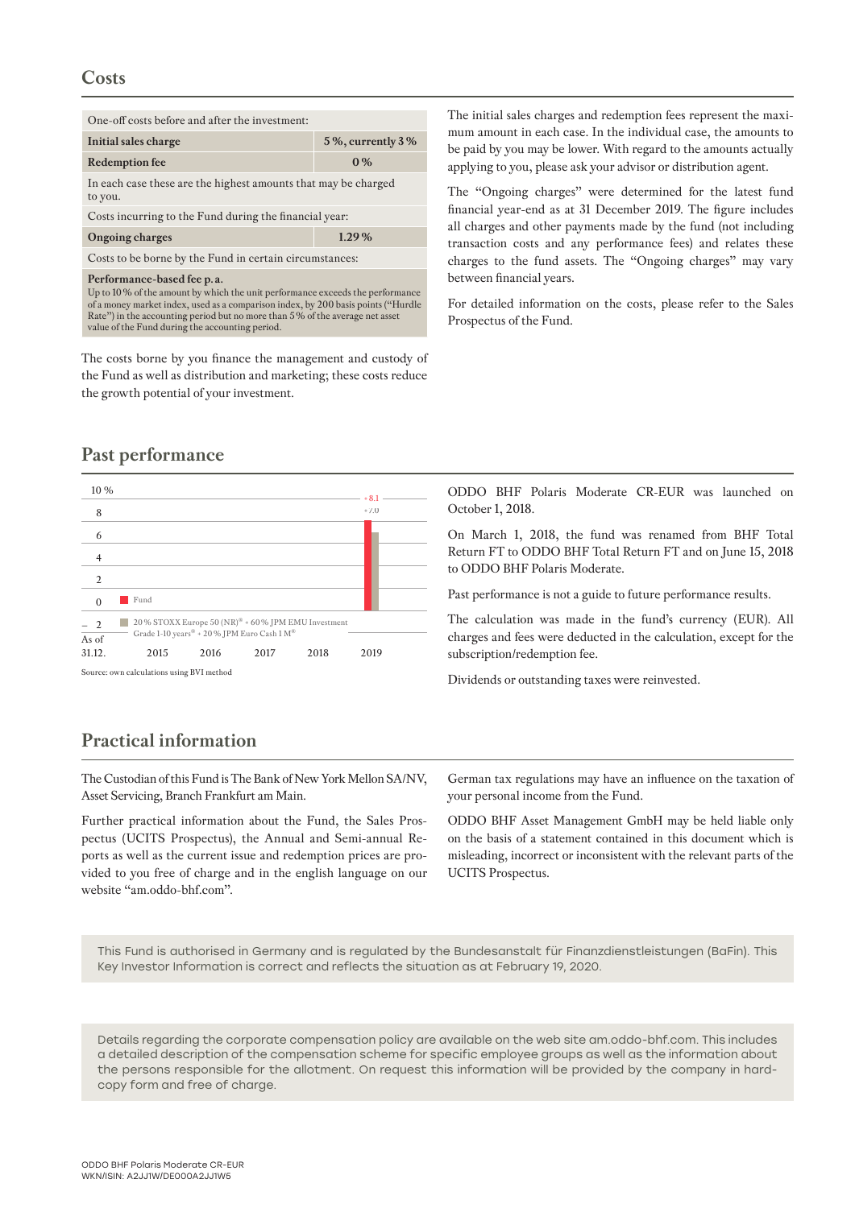## Costs

| One-off costs before and after the investment: | |
|---|---|
| **Initial sales charge** | **5 %, currently 3 %** |
| **Redemption fee** | **0 %** |
| In each case these are the highest amounts that may be charged to you. | |
| Costs incurring to the Fund during the financial year: | |
| **Ongoing charges** | **1.29 %** |
| Costs to be borne by the Fund in certain circumstances: | |
| **Performance-based fee p. a.** Up to 10 % of the amount by which the unit performance exceeds the performance of a money market index, used as a comparison index, by 200 basis points ("Hurdle Rate") in the accounting period but no more than 5 % of the average net asset value of the Fund during the accounting period. | |

The costs borne by you finance the management and custody of the Fund as well as distribution and marketing; these costs reduce the growth potential of your investment.

The initial sales charges and redemption fees represent the maximum amount in each case. In the individual case, the amounts to be paid by you may be lower. With regard to the amounts actually applying to you, please ask your advisor or distribution agent.

The "Ongoing charges" were determined for the latest fund financial year-end as at 31 December 2019. The figure includes all charges and other payments made by the fund (not including transaction costs and any performance fees) and relates these charges to the fund assets. The "Ongoing charges" may vary between financial years.

For detailed information on the costs, please refer to the Sales Prospectus of the Fund.

## Past performance

10 %
8
6
4
2
0
– 2
As of 31.12.
2015 2016 2017 2018 2019
+8.1
+7.0
Fund
20 % STOXX Europe 50 (NR)® + 60 % JPM EMU Investment Grade 1-10 years® + 20 % JPM Euro Cash 1 M®

Source: own calculations using BVI method

ODDO BHF Polaris Moderate CR-EUR was launched on October 1, 2018.

On March 1, 2018, the fund was renamed from BHF Total Return FT to ODDO BHF Total Return FT and on June 15, 2018 to ODDO BHF Polaris Moderate.

Past performance is not a guide to future performance results.

The calculation was made in the fund's currency (EUR). All charges and fees were deducted in the calculation, except for the subscription/redemption fee.

Dividends or outstanding taxes were reinvested.

## Practical information

The Custodian of this Fund is The Bank of New York Mellon SA/NV, Asset Servicing, Branch Frankfurt am Main.

Further practical information about the Fund, the Sales Prospectus (UCITS Prospectus), the Annual and Semi-annual Reports as well as the current issue and redemption prices are provided to you free of charge and in the english language on our website "am.oddo-bhf.com".

German tax regulations may have an influence on the taxation of your personal income from the Fund.

ODDO BHF Asset Management GmbH may be held liable only on the basis of a statement contained in this document which is misleading, incorrect or inconsistent with the relevant parts of the UCITS Prospectus.

This Fund is authorised in Germany and is regulated by the Bundesanstalt für Finanzdienstleistungen (BaFin). This Key Investor Information is correct and reflects the situation as at February 19, 2020.

Details regarding the corporate compensation policy are available on the web site am.oddo-bhf.com. This includes a detailed description of the compensation scheme for specific employee groups as well as the information about the persons responsible for the allotment. On request this information will be provided by the company in hard-copy form and free of charge.

ODDO BHF Polaris Moderate CR-EUR
WKN/ISIN: A2JJ1W/DE000A2JJ1W5